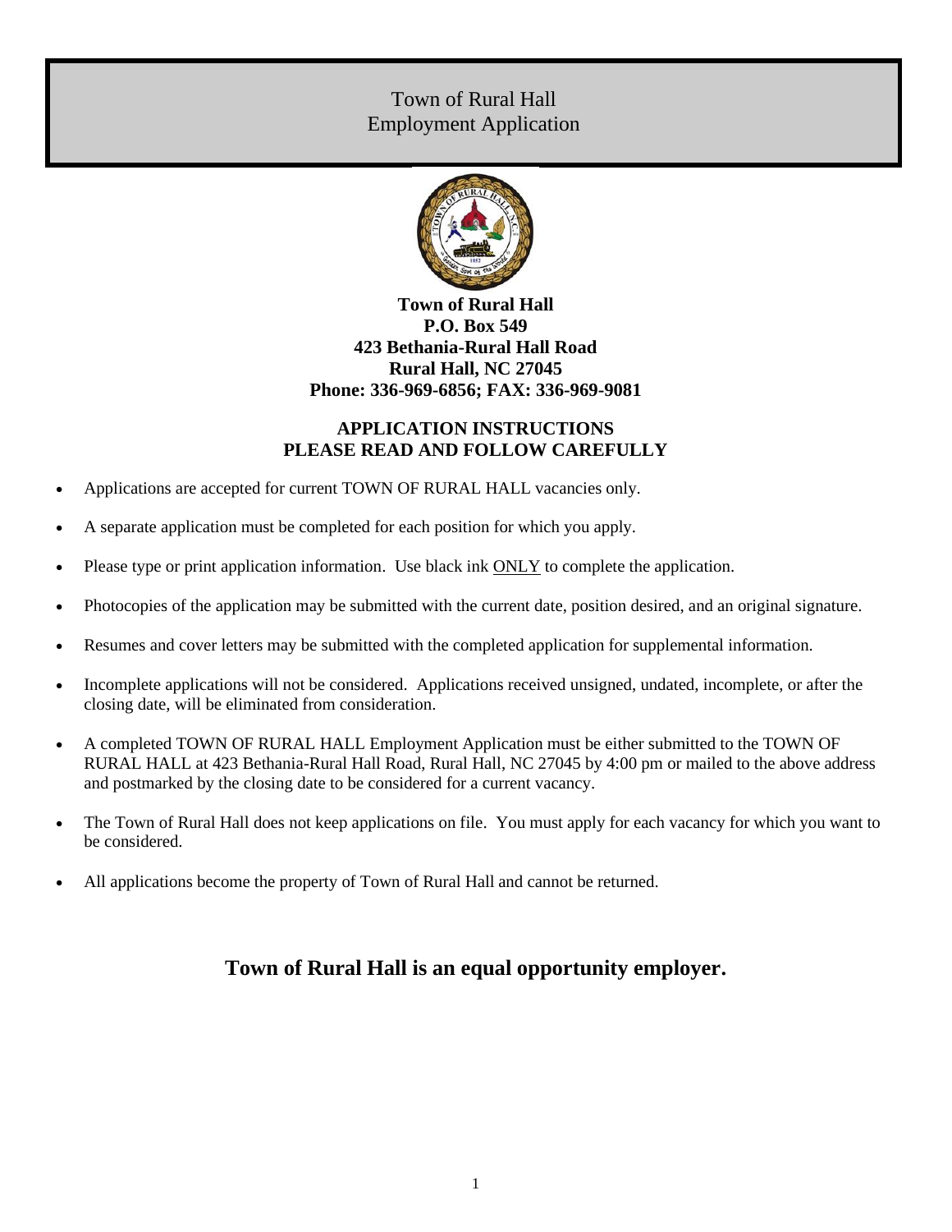# Town of Rural Hall
# Employment Application

**Town of Rural Hall**
**P.O. Box 549**
**423 Bethania-Rural Hall Road**
**Rural Hall, NC 27045**
**Phone: 336-969-6856; FAX: 336-969-9081**

## APPLICATION INSTRUCTIONS
## PLEASE READ AND FOLLOW CAREFULLY

- Applications are accepted for current TOWN OF RURAL HALL vacancies only.
- A separate application must be completed for each position for which you apply.
- Please type or print application information. Use black ink ONLY to complete the application.
- Photocopies of the application may be submitted with the current date, position desired, and an original signature.
- Resumes and cover letters may be submitted with the completed application for supplemental information.
- Incomplete applications will not be considered. Applications received unsigned, undated, incomplete, or after the closing date, will be eliminated from consideration.
- A completed TOWN OF RURAL HALL Employment Application must be either submitted to the TOWN OF RURAL HALL at 423 Bethania-Rural Hall Road, Rural Hall, NC 27045 by 4:00 pm or mailed to the above address and postmarked by the closing date to be considered for a current vacancy.
- The Town of Rural Hall does not keep applications on file. You must apply for each vacancy for which you want to be considered.
- All applications become the property of Town of Rural Hall and cannot be returned.

**Town of Rural Hall is an equal opportunity employer.**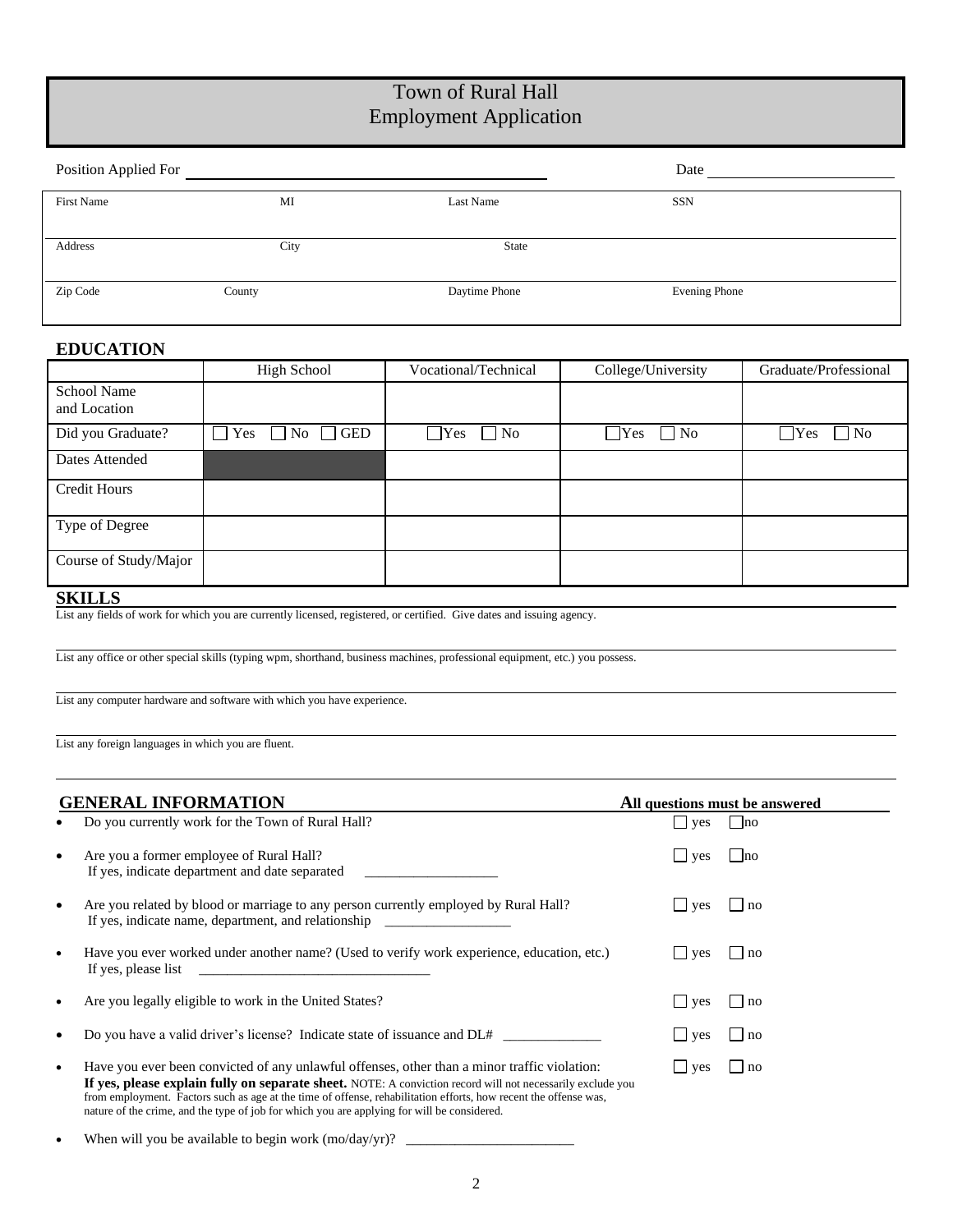# Town of Rural Hall
# Employment Application

Position Applied For ______________________________ Date ____________

| First Name | MI | Last Name | SSN |
|---|---|---|---|
| | | | |
| **Address** | **City** | **State** | |
| | | | |
| **Zip Code** | **County** | **Daytime Phone** | **Evening Phone** |
| | | | |

## EDUCATION

| | High School | Vocational/Technical | College/University | Graduate/Professional |
|---|---|---|---|---|
| School Name and Location | | | | |
| Did you Graduate? | ☐ Yes ☐ No ☐ GED | ☐Yes ☐ No | ☐Yes ☐ No | ☐Yes ☐ No |
| Dates Attended | | | | |
| Credit Hours | | | | |
| Type of Degree | | | | |
| Course of Study/Major | | | | |

## SKILLS

List any fields of work for which you are currently licensed, registered, or certified. Give dates and issuing agency.

List any office or other special skills (typing wpm, shorthand, business machines, professional equipment, etc.) you possess.

List any computer hardware and software with which you have experience.

List any foreign languages in which you are fluent.

## GENERAL INFORMATION

**All questions must be answered**

- Do you currently work for the Town of Rural Hall? ☐ yes ☐ no
- Are you a former employee of Rural Hall? ☐ yes ☐ no
  If yes, indicate department and date separated ____________________
- Are you related by blood or marriage to any person currently employed by Rural Hall? ☐ yes ☐ no
  If yes, indicate name, department, and relationship __________________
- Have you ever worked under another name? (Used to verify work experience, education, etc.) ☐ yes ☐ no
  If yes, please list ________________________________
- Are you legally eligible to work in the United States? ☐ yes ☐ no
- Do you have a valid driver's license? Indicate state of issuance and DL# ______________ ☐ yes ☐ no
- Have you ever been convicted of any unlawful offenses, other than a minor traffic violation: ☐ yes ☐ no
  **If yes, please explain fully on separate sheet.** NOTE: A conviction record will not necessarily exclude you from employment. Factors such as age at the time of offense, rehabilitation efforts, how recent the offense was, nature of the crime, and the type of job for which you are applying for will be considered.
- When will you be available to begin work (mo/day/yr)? ________________________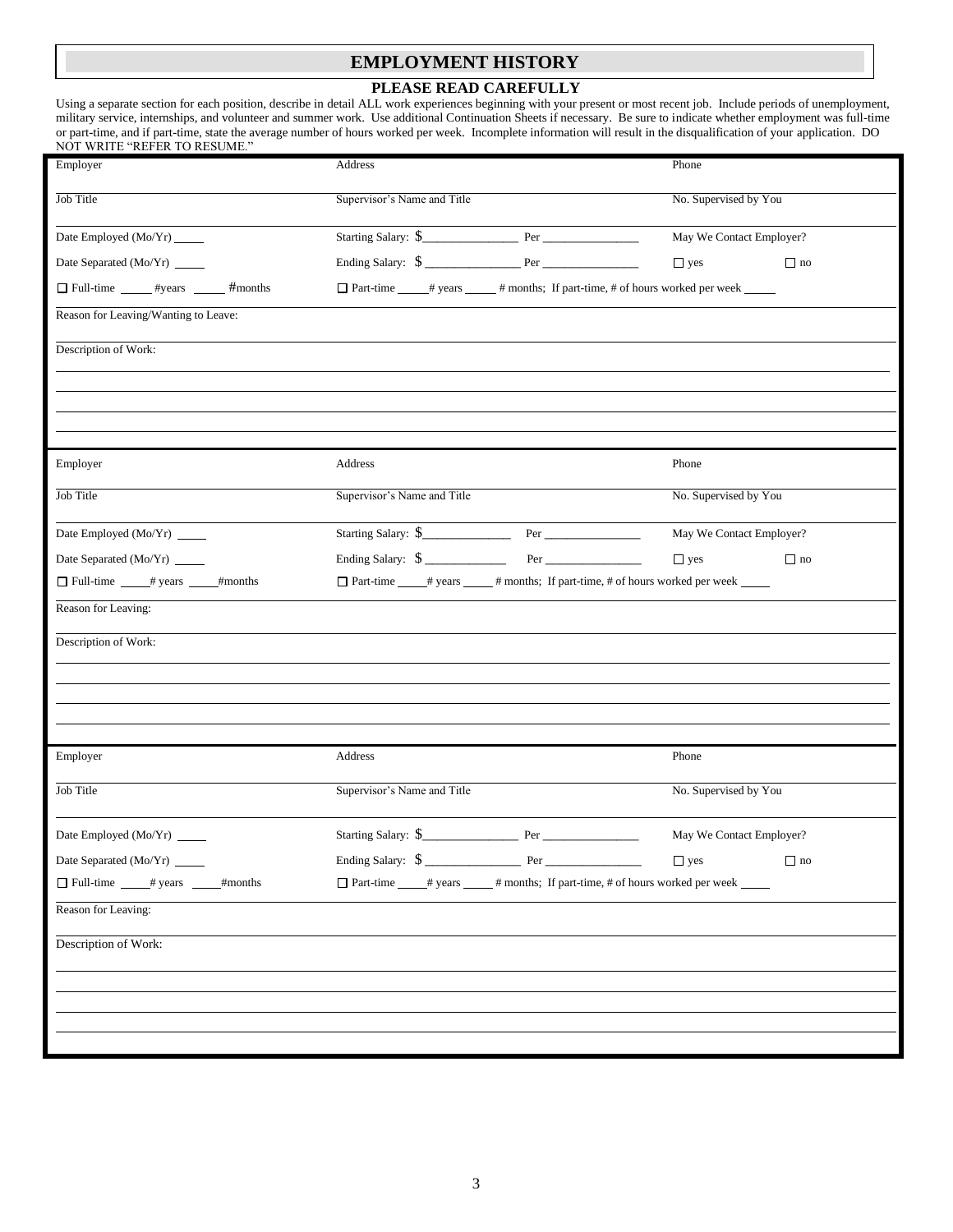# EMPLOYMENT HISTORY

## PLEASE READ CAREFULLY

Using a separate section for each position, describe in detail ALL work experiences beginning with your present or most recent job. Include periods of unemployment, military service, internships, and volunteer and summer work. Use additional Continuation Sheets if necessary. Be sure to indicate whether employment was full-time or part-time, and if part-time, state the average number of hours worked per week. Incomplete information will result in the disqualification of your application. DO NOT WRITE "REFER TO RESUME."

| Employer | Address | Phone |
|---|---|---|
| Job Title | Supervisor's Name and Title | No. Supervised by You |
| Date Employed (Mo/Yr) _____ | Starting Salary: $_______________ Per _______________ | May We Contact Employer? |
| Date Separated (Mo/Yr) _____ | Ending Salary: $_______________ Per _______________ | ☐ yes ☐ no |
| ☐ Full-time _____ #years _____ #months | ☐ Part-time _____# years _____ # months; If part-time, # of hours worked per week _____ | |

Reason for Leaving/Wanting to Leave:

Description of Work:

| Employer | Address | Phone |
|---|---|---|
| Job Title | Supervisor's Name and Title | No. Supervised by You |
| Date Employed (Mo/Yr) _____ | Starting Salary: $_______________ Per _______________ | May We Contact Employer? |
| Date Separated (Mo/Yr) _____ | Ending Salary: $_______________ Per _______________ | ☐ yes ☐ no |
| ☐ Full-time _____# years _____#months | ☐ Part-time _____# years _____ # months; If part-time, # of hours worked per week _____ | |

Reason for Leaving:

Description of Work:

| Employer | Address | Phone |
|---|---|---|
| Job Title | Supervisor's Name and Title | No. Supervised by You |
| Date Employed (Mo/Yr) _____ | Starting Salary: $_______________ Per _______________ | May We Contact Employer? |
| Date Separated (Mo/Yr) _____ | Ending Salary: $_______________ Per _______________ | ☐ yes ☐ no |
| ☐ Full-time _____# years _____#months | ☐ Part-time _____# years _____ # months; If part-time, # of hours worked per week _____ | |

Reason for Leaving:

Description of Work: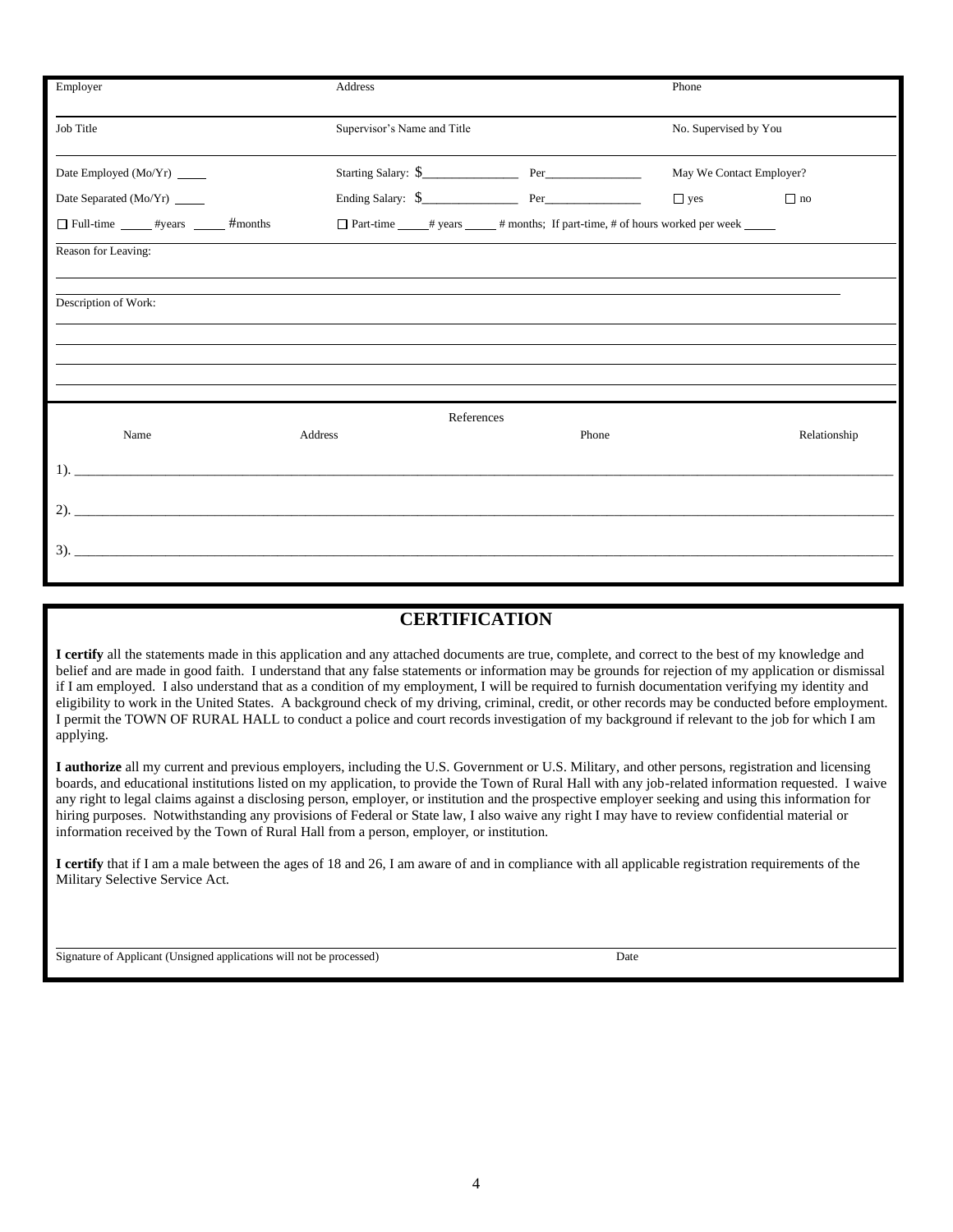| Employer | Address | Phone |
| --- | --- | --- |
| Job Title | Supervisor's Name and Title | No. Supervised by You |

Date Employed (Mo/Yr) _____

Date Separated (Mo/Yr) _____

☐ Full-time _____ #years _____ #months

Starting Salary: $_______________ Per_______________

Ending Salary: $_______________ Per_______________

☐ Part-time _____# years _____ # months; If part-time, # of hours worked per week _____

May We Contact Employer?

☐ yes ☐ no

Reason for Leaving:

Description of Work:

References

| Name | Address | Phone | Relationship |
| --- | --- | --- | --- |
| 1). | | | |
| 2). | | | |
| 3). | | | |

## CERTIFICATION

**I certify** all the statements made in this application and any attached documents are true, complete, and correct to the best of my knowledge and belief and are made in good faith. I understand that any false statements or information may be grounds for rejection of my application or dismissal if I am employed. I also understand that as a condition of my employment, I will be required to furnish documentation verifying my identity and eligibility to work in the United States. A background check of my driving, criminal, credit, or other records may be conducted before employment. I permit the TOWN OF RURAL HALL to conduct a police and court records investigation of my background if relevant to the job for which I am applying.

**I authorize** all my current and previous employers, including the U.S. Government or U.S. Military, and other persons, registration and licensing boards, and educational institutions listed on my application, to provide the Town of Rural Hall with any job-related information requested. I waive any right to legal claims against a disclosing person, employer, or institution and the prospective employer seeking and using this information for hiring purposes. Notwithstanding any provisions of Federal or State law, I also waive any right I may have to review confidential material or information received by the Town of Rural Hall from a person, employer, or institution.

**I certify** that if I am a male between the ages of 18 and 26, I am aware of and in compliance with all applicable registration requirements of the Military Selective Service Act.

Signature of Applicant (Unsigned applications will not be processed) Date